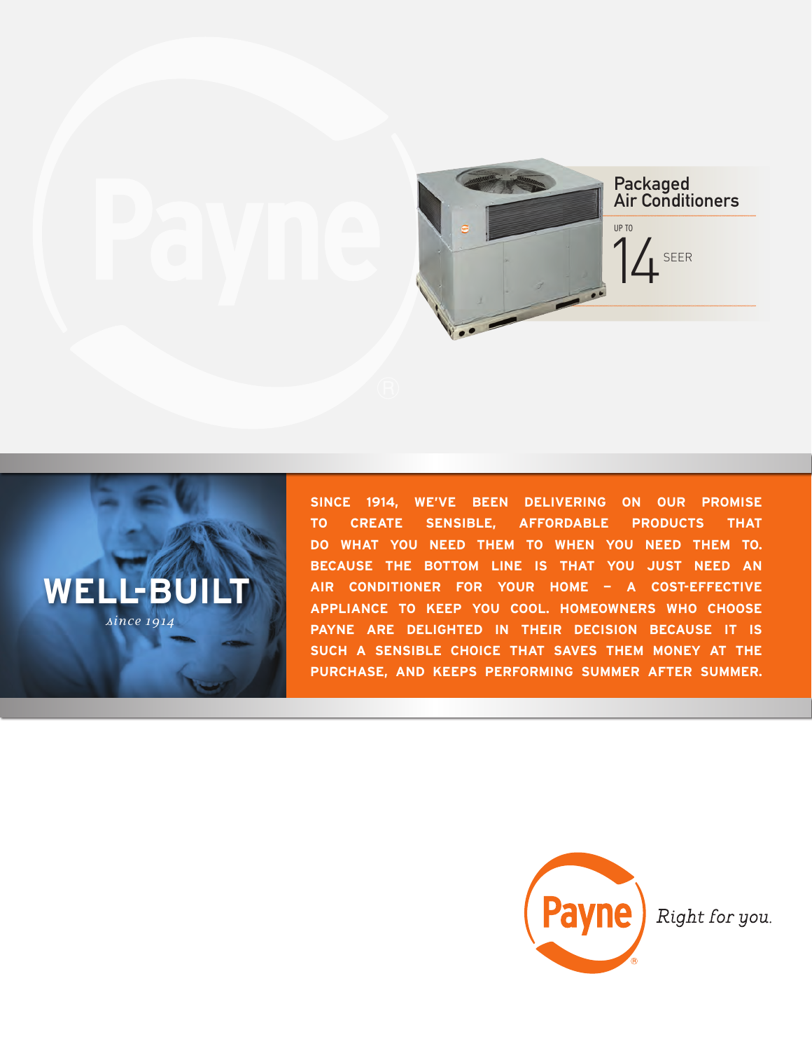# Packaged Air Conditioners

UP TO

14 SEER

## WELL-BUILT

*since 1914*

**SINCE 1914, WE'VE BEEN DELIVERING ON OUR PROMISE TO CREATE SENSIBLE, AFFORDABLE PRODUCTS THAT DO WHAT YOU NEED THEM TO WHEN YOU NEED THEM TO. BECAUSE THE BOTTOM LINE IS THAT YOU JUST NEED AN AIR CONDITIONER FOR YOUR HOME – A COST-EFFECTIVE APPLIANCE TO KEEP YOU COOL. HOMEOWNERS WHO CHOOSE PAYNE ARE DELIGHTED IN THEIR DECISION BECAUSE IT IS SUCH A SENSIBLE CHOICE THAT SAVES THEM MONEY AT THE PURCHASE, AND KEEPS PERFORMING SUMMER AFTER SUMMER.**

Payne®

*Right for you.*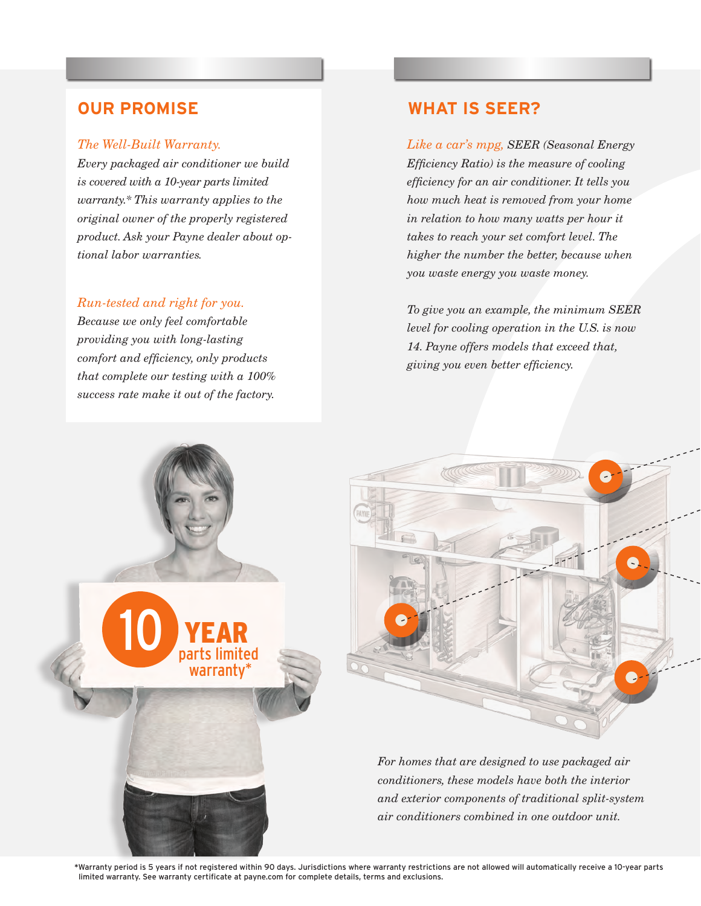## OUR PROMISE

*The Well-Built Warranty.*
*Every packaged air conditioner we build is covered with a 10-year parts limited warranty.* This warranty applies to the original owner of the properly registered product. Ask your Payne dealer about optional labor warranties.*

*Run-tested and right for you.*
*Because we only feel comfortable providing you with long-lasting comfort and efficiency, only products that complete our testing with a 100% success rate make it out of the factory.*

10 YEAR parts limited warranty*

## WHAT IS SEER?

*Like a car's mpg, SEER (Seasonal Energy Efficiency Ratio) is the measure of cooling efficiency for an air conditioner. It tells you how much heat is removed from your home in relation to how many watts per hour it takes to reach your set comfort level. The higher the number the better, because when you waste energy you waste money.*

*To give you an example, the minimum SEER level for cooling operation in the U.S. is now 14. Payne offers models that exceed that, giving you even better efficiency.*

*For homes that are designed to use packaged air conditioners, these models have both the interior and exterior components of traditional split-system air conditioners combined in one outdoor unit.*

*Warranty period is 5 years if not registered within 90 days. Jurisdictions where warranty restrictions are not allowed will automatically receive a 10-year parts limited warranty. See warranty certificate at payne.com for complete details, terms and exclusions.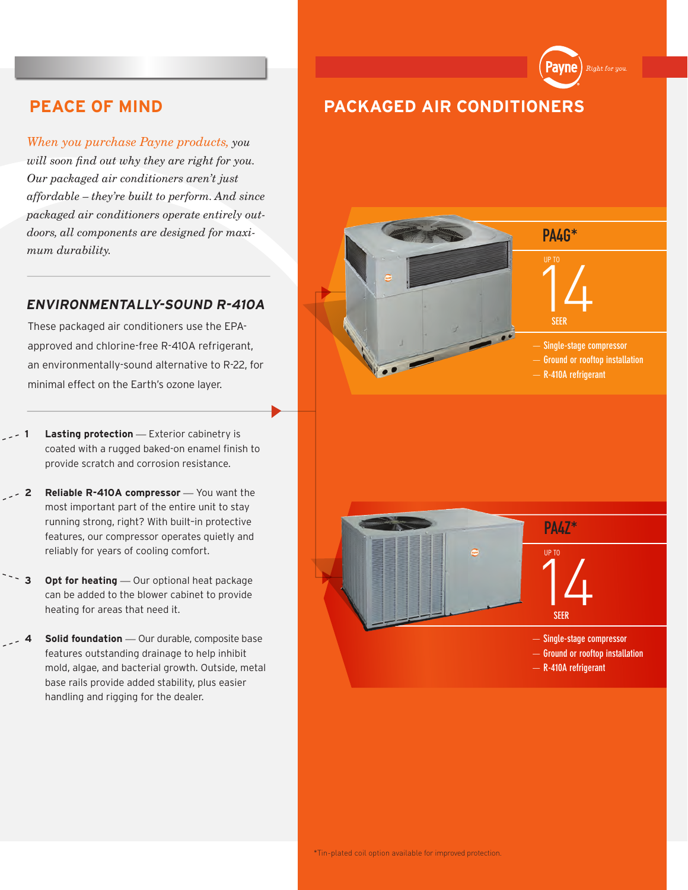## PEACE OF MIND

*When you purchase Payne products, you will soon find out why they are right for you. Our packaged air conditioners aren't just affordable – they're built to perform. And since packaged air conditioners operate entirely outdoors, all components are designed for maximum durability.*

### *ENVIRONMENTALLY-SOUND R-410A*

These packaged air conditioners use the EPA-approved and chlorine-free R-410A refrigerant, an environmentally-sound alternative to R-22, for minimal effect on the Earth's ozone layer.

1. **Lasting protection** — Exterior cabinetry is coated with a rugged baked-on enamel finish to provide scratch and corrosion resistance.
2. **Reliable R-410A compressor** — You want the most important part of the entire unit to stay running strong, right? With built-in protective features, our compressor operates quietly and reliably for years of cooling comfort.
3. **Opt for heating** — Our optional heat package can be added to the blower cabinet to provide heating for areas that need it.
4. **Solid foundation** — Our durable, composite base features outstanding drainage to help inhibit mold, algae, and bacterial growth. Outside, metal base rails provide added stability, plus easier handling and rigging for the dealer.

Payne *Right for you.*

## PACKAGED AIR CONDITIONERS

### PA4G*

UP TO **14** SEER

- Single-stage compressor
- Ground or rooftop installation
- R-410A refrigerant

### PA4Z*

UP TO **14** SEER

- Single-stage compressor
- Ground or rooftop installation
- R-410A refrigerant

*Tin-plated coil option available for improved protection.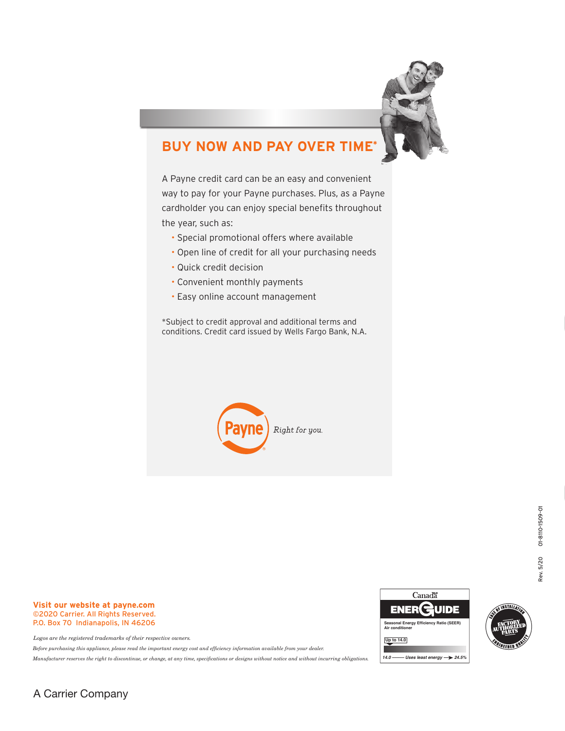## BUY NOW AND PAY OVER TIME*

A Payne credit card can be an easy and convenient way to pay for your Payne purchases. Plus, as a Payne cardholder you can enjoy special benefits throughout the year, such as:

- Special promotional offers where available
- Open line of credit for all your purchasing needs
- Quick credit decision
- Convenient monthly payments
- Easy online account management

*Subject to credit approval and additional terms and conditions. Credit card issued by Wells Fargo Bank, N.A.

Payne Right for you.

**Visit our website at payne.com**
©2020 Carrier. All Rights Reserved.
P.O. Box 70 Indianapolis, IN 46206

*Logos are the registered trademarks of their respective owners.*

*Before purchasing this appliance, please read the important energy cost and efficiency information available from your dealer.*

*Manufacturer reserves the right to discontinue, or change, at any time, specifications or designs without notice and without incurring obligations.*

Canada ENERGUIDE
Seasonal Energy Efficiency Ratio (SEER)
Air conditioner
Up to 14.0
14.0 — Uses least energy → 24.5%

EASE OF INSTALLATION FACTORY AUTHORIZED PARTS ENGINEERED QUALITY

Rev. 5/20 01-8110-1509-01

A Carrier Company